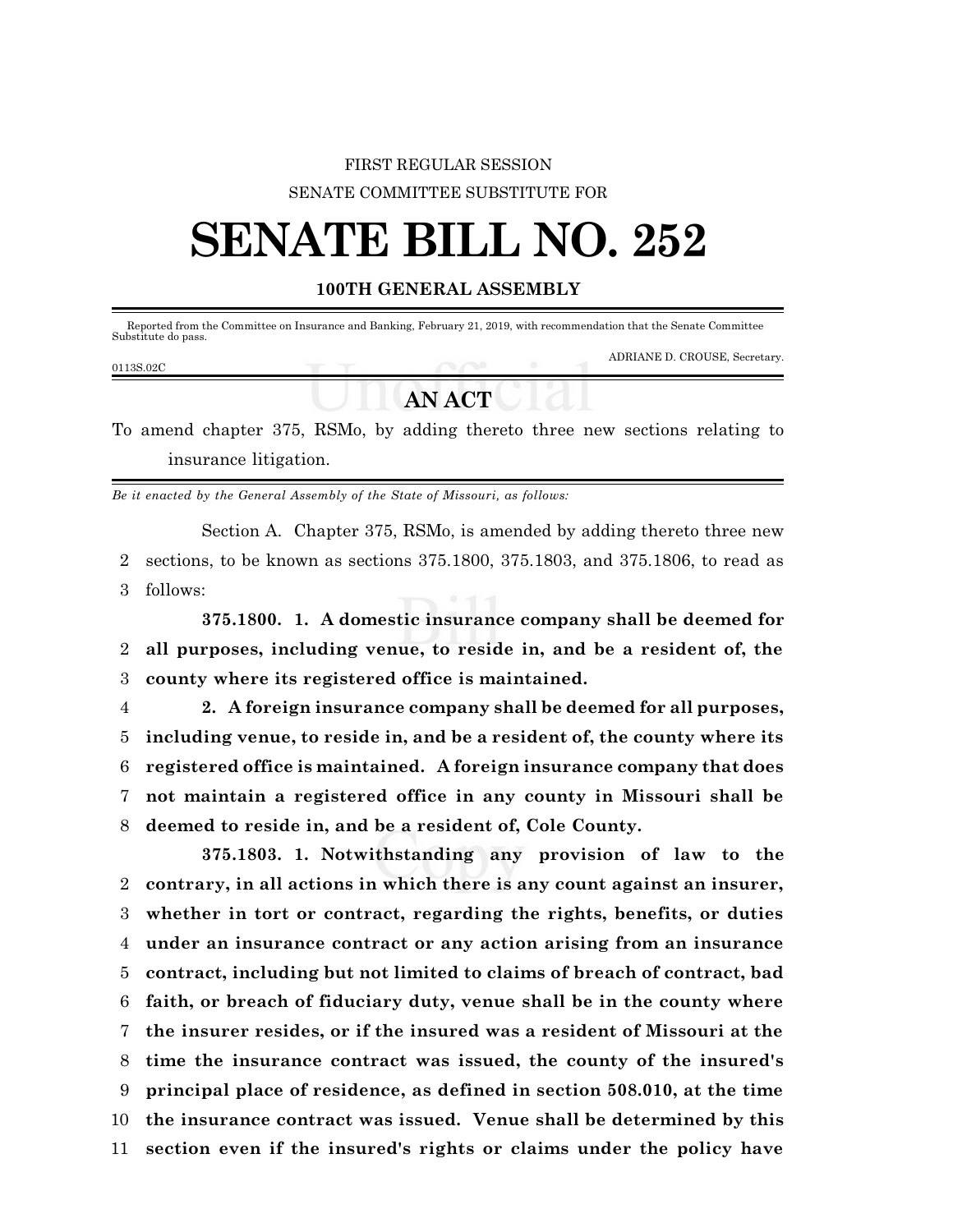FIRST REGULAR SESSION

SENATE COMMITTEE SUBSTITUTE FOR

# SENATE BILL NO. 252

## 100TH GENERAL ASSEMBLY

Reported from the Committee on Insurance and Banking, February 21, 2019, with recommendation that the Senate Committee Substitute do pass.

ADRIANE D. CROUSE, Secretary.

0113S.02C

## AN ACT

To amend chapter 375, RSMo, by adding thereto three new sections relating to insurance litigation.

*Be it enacted by the General Assembly of the State of Missouri, as follows:*

Section A. Chapter 375, RSMo, is amended by adding thereto three new sections, to be known as sections 375.1800, 375.1803, and 375.1806, to read as follows:

**375.1800. 1. A domestic insurance company shall be deemed for all purposes, including venue, to reside in, and be a resident of, the county where its registered office is maintained.**

**2. A foreign insurance company shall be deemed for all purposes, including venue, to reside in, and be a resident of, the county where its registered office is maintained. A foreign insurance company that does not maintain a registered office in any county in Missouri shall be deemed to reside in, and be a resident of, Cole County.**

**375.1803. 1. Notwithstanding any provision of law to the contrary, in all actions in which there is any count against an insurer, whether in tort or contract, regarding the rights, benefits, or duties under an insurance contract or any action arising from an insurance contract, including but not limited to claims of breach of contract, bad faith, or breach of fiduciary duty, venue shall be in the county where the insurer resides, or if the insured was a resident of Missouri at the time the insurance contract was issued, the county of the insured's principal place of residence, as defined in section 508.010, at the time the insurance contract was issued. Venue shall be determined by this section even if the insured's rights or claims under the policy have**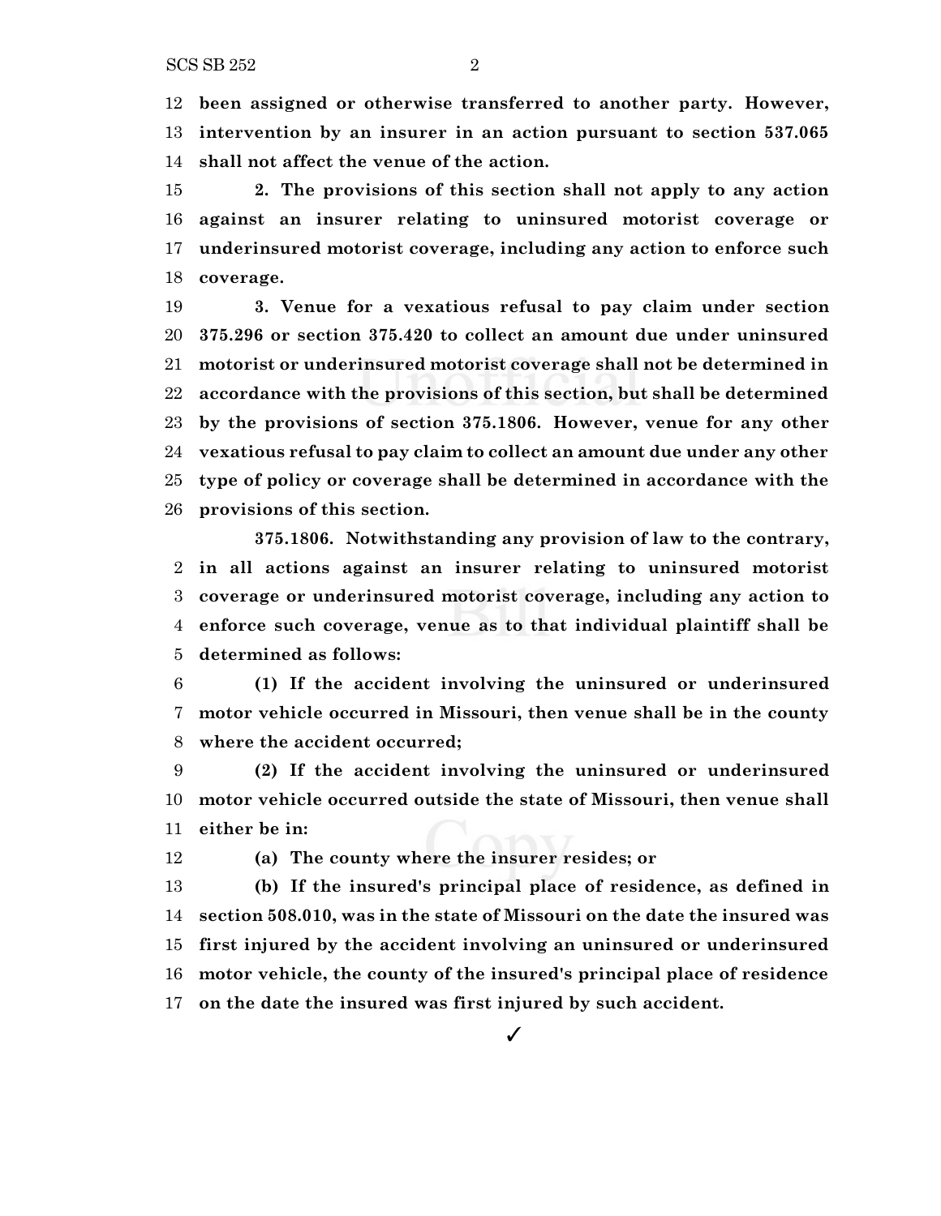**been assigned or otherwise transferred to another party. However, intervention by an insurer in an action pursuant to section 537.065 shall not affect the venue of the action.**

**2. The provisions of this section shall not apply to any action against an insurer relating to uninsured motorist coverage or underinsured motorist coverage, including any action to enforce such coverage.**

**3. Venue for a vexatious refusal to pay claim under section 375.296 or section 375.420 to collect an amount due under uninsured motorist or underinsured motorist coverage shall not be determined in accordance with the provisions of this section, but shall be determined by the provisions of section 375.1806. However, venue for any other vexatious refusal to pay claim to collect an amount due under any other type of policy or coverage shall be determined in accordance with the provisions of this section.**

**375.1806. Notwithstanding any provision of law to the contrary, in all actions against an insurer relating to uninsured motorist coverage or underinsured motorist coverage, including any action to enforce such coverage, venue as to that individual plaintiff shall be determined as follows:**

**(1) If the accident involving the uninsured or underinsured motor vehicle occurred in Missouri, then venue shall be in the county where the accident occurred;**

**(2) If the accident involving the uninsured or underinsured motor vehicle occurred outside the state of Missouri, then venue shall either be in:**

**(a) The county where the insurer resides; or**

**(b) If the insured's principal place of residence, as defined in section 508.010, was in the state of Missouri on the date the insured was first injured by the accident involving an uninsured or underinsured motor vehicle, the county of the insured's principal place of residence on the date the insured was first injured by such accident.**

✓